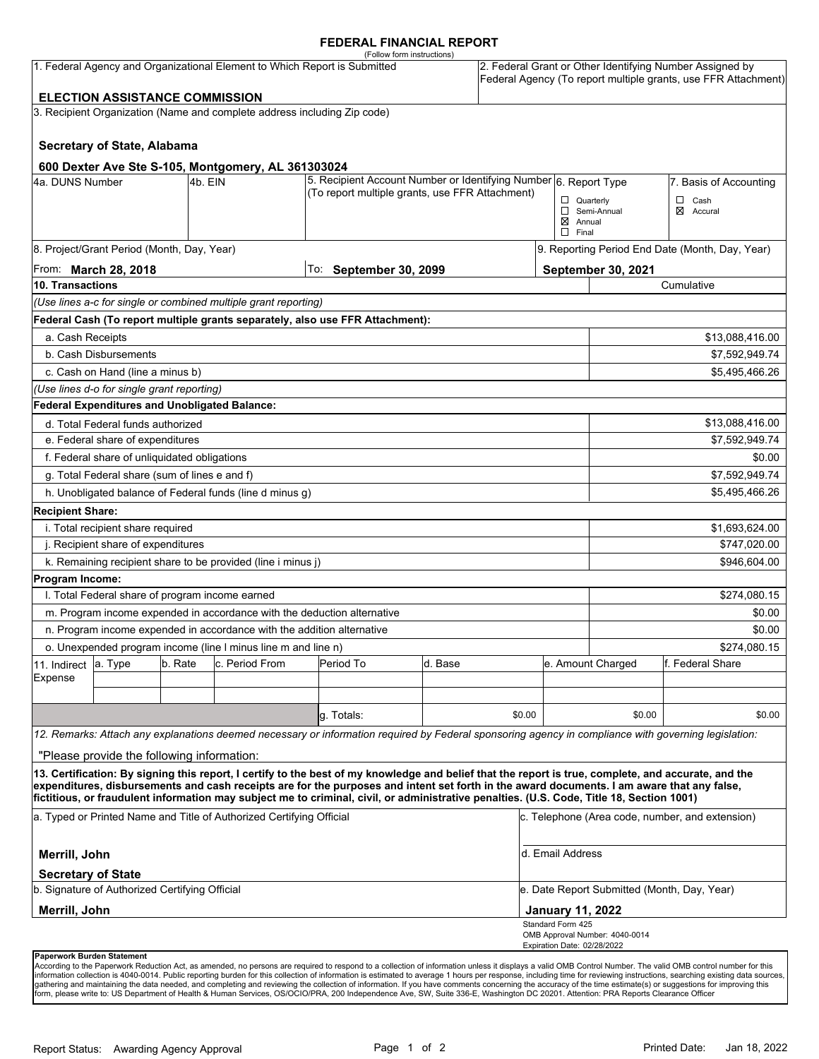# FEDERAL FINANCIAL REPORT

(Follow form instructions)

| 1. Federal Agency and Organizational Element to Which Report is Submitted | 2. Federal Grant or Other Identifying Number Assigned by Federal Agency (To report multiple grants, use FFR Attachment) |
|---|---|
| **ELECTION ASSISTANCE COMMISSION** | |

3. Recipient Organization (Name and complete address including Zip code)

**Secretary of State, Alabama**

**600 Dexter Ave Ste S-105, Montgomery, AL 361303024**

| 4a. DUNS Number | 4b. EIN | 5. Recipient Account Number or Identifying Number (To report multiple grants, use FFR Attachment) | 6. Report Type | 7. Basis of Accounting |
|---|---|---|---|---|
| | | | ☐ Quarterly<br>☐ Semi-Annual<br>☒ Annual<br>☐ Final | ☐ Cash<br>☒ Accural |

| 8. Project/Grant Period (Month, Day, Year) | | 9. Reporting Period End Date (Month, Day, Year) |
|---|---|---|
| From: **March 28, 2018** | To: **September 30, 2099** | **September 30, 2021** |

| 10. Transactions | Cumulative |
|---|---|
| *(Use lines a-c for single or combined multiple grant reporting)* | |
| **Federal Cash (To report multiple grants separately, also use FFR Attachment):** | |
| a. Cash Receipts | $13,088,416.00 |
| b. Cash Disbursements | $7,592,949.74 |
| c. Cash on Hand (line a minus b) | $5,495,466.26 |
| *(Use lines d-o for single grant reporting)* | |
| **Federal Expenditures and Unobligated Balance:** | |
| d. Total Federal funds authorized | $13,088,416.00 |
| e. Federal share of expenditures | $7,592,949.74 |
| f. Federal share of unliquidated obligations | $0.00 |
| g. Total Federal share (sum of lines e and f) | $7,592,949.74 |
| h. Unobligated balance of Federal funds (line d minus g) | $5,495,466.26 |
| **Recipient Share:** | |
| i. Total recipient share required | $1,693,624.00 |
| j. Recipient share of expenditures | $747,020.00 |
| k. Remaining recipient share to be provided (line i minus j) | $946,604.00 |
| **Program Income:** | |
| l. Total Federal share of program income earned | $274,080.15 |
| m. Program income expended in accordance with the deduction alternative | $0.00 |
| n. Program income expended in accordance with the addition alternative | $0.00 |
| o. Unexpended program income (line l minus line m and line n) | $274,080.15 |

| 11. Indirect Expense | a. Type | b. Rate | c. Period From | Period To | d. Base | e. Amount Charged | f. Federal Share |
|---|---|---|---|---|---|---|---|
| | | | | | | | |
| | | | | | | | |
| | | | | g. Totals: | $0.00 | $0.00 | $0.00 |

*12. Remarks: Attach any explanations deemed necessary or information required by Federal sponsoring agency in compliance with governing legislation:*

"Please provide the following information:

**13. Certification: By signing this report, I certify to the best of my knowledge and belief that the report is true, complete, and accurate, and the expenditures, disbursements and cash receipts are for the purposes and intent set forth in the award documents. I am aware that any false, fictitious, or fraudulent information may subject me to criminal, civil, or administrative penalties. (U.S. Code, Title 18, Section 1001)**

| a. Typed or Printed Name and Title of Authorized Certifying Official | c. Telephone (Area code, number, and extension) |
|---|---|
| **Merrill, John**<br>**Secretary of State** | d. Email Address |
| b. Signature of Authorized Certifying Official | e. Date Report Submitted (Month, Day, Year) |
| **Merrill, John** | **January 11, 2022** |

Standard Form 425
OMB Approval Number: 4040-0014
Expiration Date: 02/28/2022

**Paperwork Burden Statement**
According to the Paperwork Reduction Act, as amended, no persons are required to respond to a collection of information unless it displays a valid OMB Control Number. The valid OMB control number for this information collection is 4040-0014. Public reporting burden for this collection of information is estimated to average 1 hours per response, including time for reviewing instructions, searching existing data sources, gathering and maintaining the data needed, and completing and reviewing the collection of information. If you have comments concerning the accuracy of the time estimate(s) or suggestions for improving this form, please write to: US Department of Health & Human Services, OS/OCIO/PRA, 200 Independence Ave, SW, Suite 336-E, Washington DC 20201. Attention: PRA Reports Clearance Officer

Report Status: Awarding Agency Approval

Printed Date: Jan 18, 2022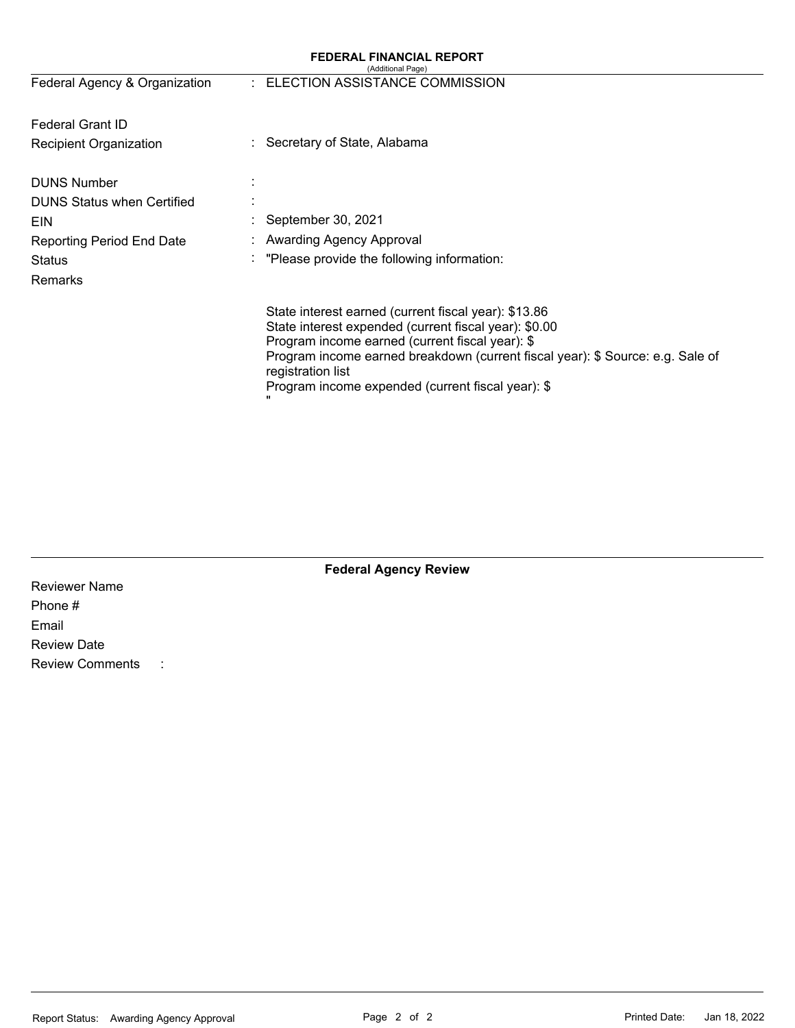## FEDERAL FINANCIAL REPORT

(Additional Page)

| | | |
|---|---|---|
| Federal Agency & Organization | : | ELECTION ASSISTANCE COMMISSION |
| Federal Grant ID | | |
| Recipient Organization | : | Secretary of State, Alabama |
| DUNS Number | : | |
| DUNS Status when Certified | : | |
| EIN | : | September 30, 2021 |
| Reporting Period End Date | : | Awarding Agency Approval |
| Status | : | "Please provide the following information: |
| Remarks | | |

State interest earned (current fiscal year): $13.86
State interest expended (current fiscal year): $0.00
Program income earned (current fiscal year): $
Program income earned breakdown (current fiscal year): $ Source: e.g. Sale of registration list
Program income expended (current fiscal year): $
"

### Federal Agency Review

Reviewer Name

Phone #

Email

Review Date

Review Comments :

Report Status: Awarding Agency Approval

Printed Date: Jan 18, 2022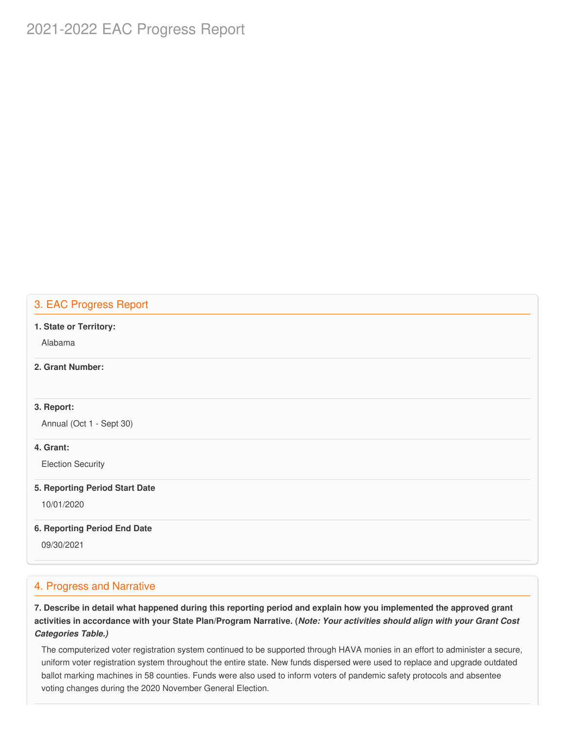# 2021-2022 EAC Progress Report

## 3. EAC Progress Report

**1. State or Territory:**

Alabama

**2. Grant Number:**

**3. Report:**

Annual (Oct 1 - Sept 30)

**4. Grant:**

Election Security

**5. Reporting Period Start Date**

10/01/2020

**6. Reporting Period End Date**

09/30/2021

## 4. Progress and Narrative

**7. Describe in detail what happened during this reporting period and explain how you implemented the approved grant activities in accordance with your State Plan/Program Narrative. (*Note: Your activities should align with your Grant Cost Categories Table.)***

The computerized voter registration system continued to be supported through HAVA monies in an effort to administer a secure, uniform voter registration system throughout the entire state. New funds dispersed were used to replace and upgrade outdated ballot marking machines in 58 counties. Funds were also used to inform voters of pandemic safety protocols and absentee voting changes during the 2020 November General Election.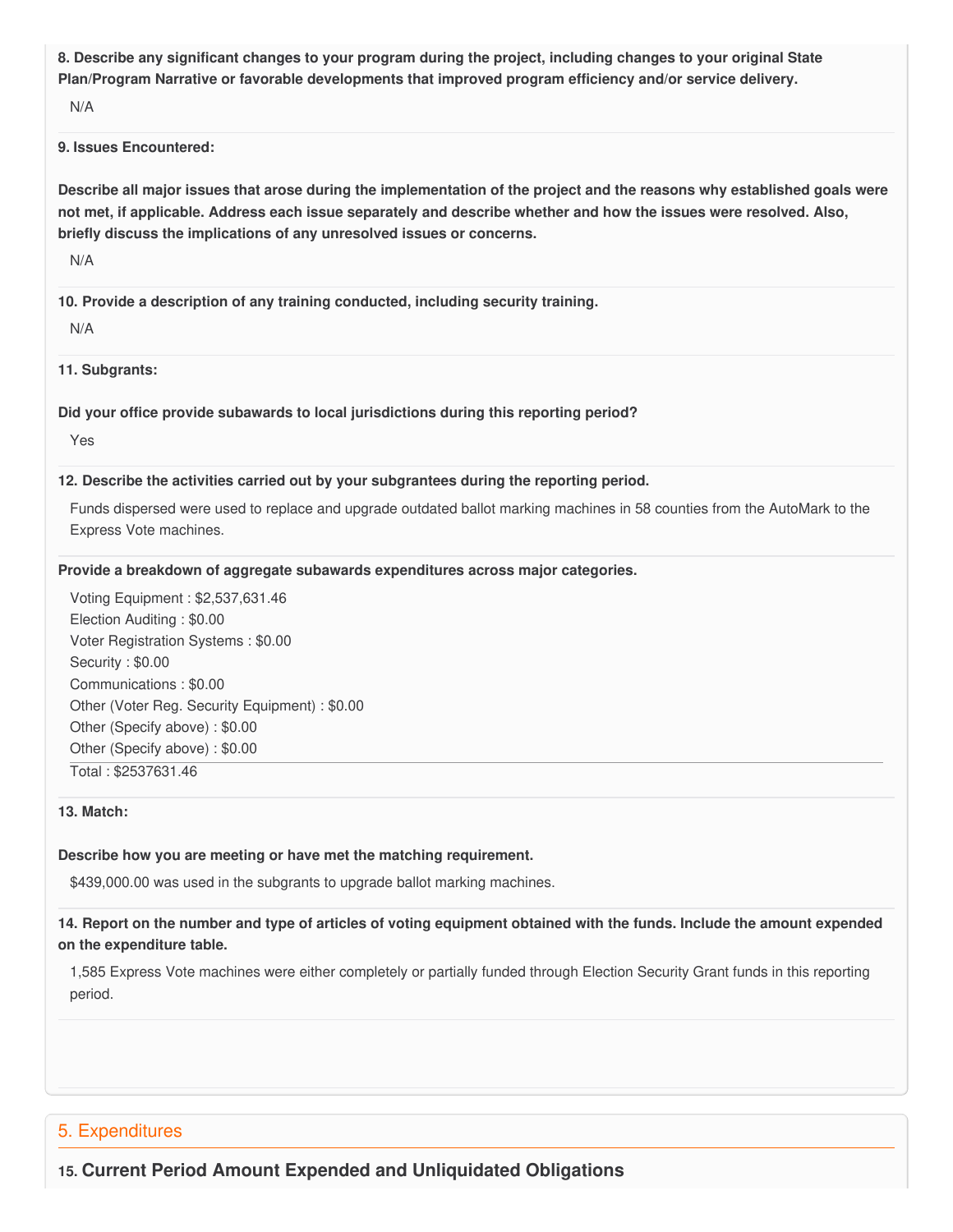**8. Describe any significant changes to your program during the project, including changes to your original State Plan/Program Narrative or favorable developments that improved program efficiency and/or service delivery.**

N/A

**9. Issues Encountered:**

**Describe all major issues that arose during the implementation of the project and the reasons why established goals were not met, if applicable. Address each issue separately and describe whether and how the issues were resolved. Also, briefly discuss the implications of any unresolved issues or concerns.**

N/A

**10. Provide a description of any training conducted, including security training.**

N/A

**11. Subgrants:**

**Did your office provide subawards to local jurisdictions during this reporting period?**

Yes

**12. Describe the activities carried out by your subgrantees during the reporting period.**

Funds dispersed were used to replace and upgrade outdated ballot marking machines in 58 counties from the AutoMark to the Express Vote machines.

**Provide a breakdown of aggregate subawards expenditures across major categories.**

Voting Equipment : $2,537,631.46
Election Auditing : $0.00
Voter Registration Systems : $0.00
Security : $0.00
Communications : $0.00
Other (Voter Reg. Security Equipment) : $0.00
Other (Specify above) : $0.00
Other (Specify above) : $0.00

Total : $2537631.46

**13. Match:**

**Describe how you are meeting or have met the matching requirement.**

$439,000.00 was used in the subgrants to upgrade ballot marking machines.

**14. Report on the number and type of articles of voting equipment obtained with the funds. Include the amount expended on the expenditure table.**

1,585 Express Vote machines were either completely or partially funded through Election Security Grant funds in this reporting period.

## 5. Expenditures

### 15. Current Period Amount Expended and Unliquidated Obligations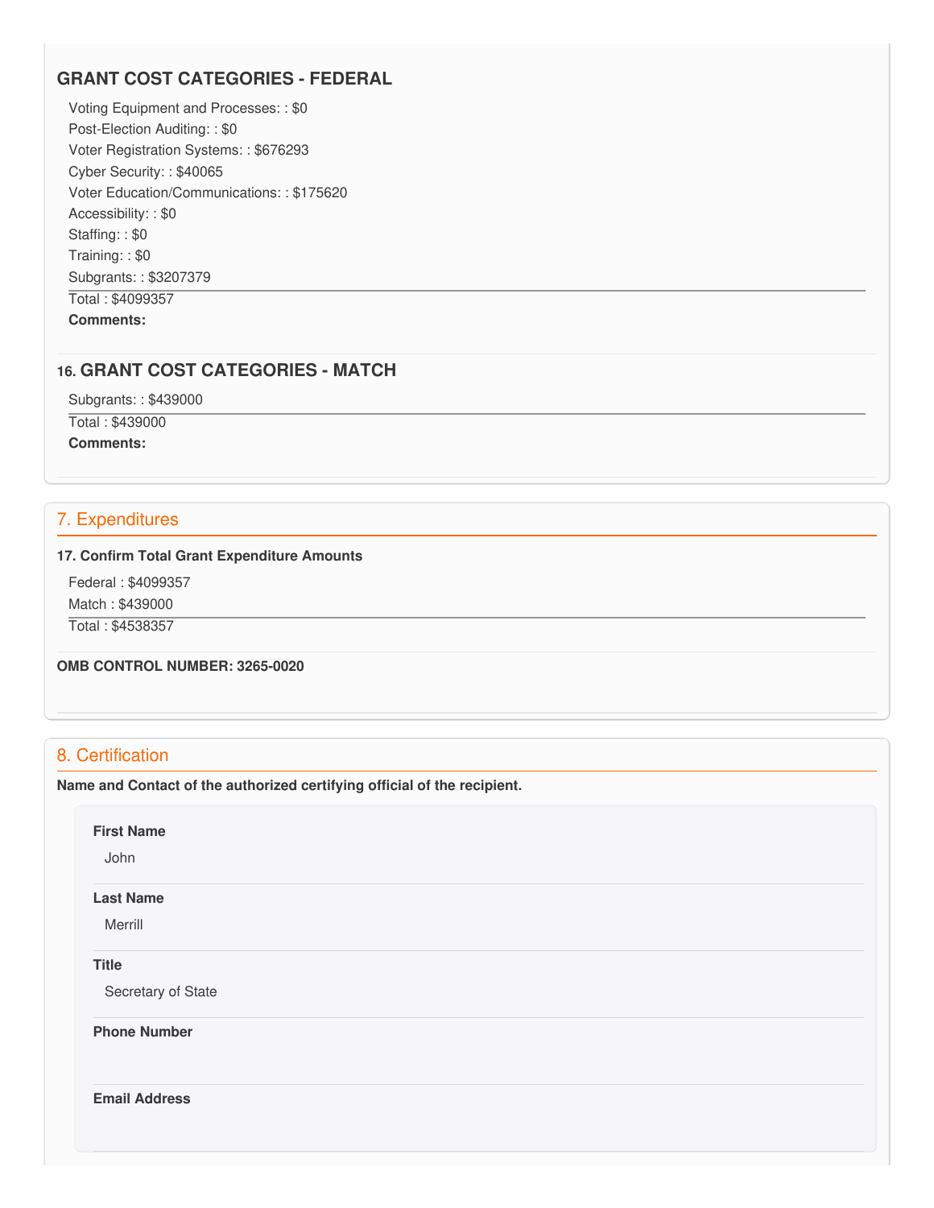### GRANT COST CATEGORIES - FEDERAL

Voting Equipment and Processes: : $0
Post-Election Auditing: : $0
Voter Registration Systems: : $676293
Cyber Security: : $40065
Voter Education/Communications: : $175620
Accessibility: : $0
Staffing: : $0
Training: : $0
Subgrants: : $3207379

Total : $4099357

**Comments:**

### 16. GRANT COST CATEGORIES - MATCH

Subgrants: : $439000

Total : $439000

**Comments:**

## 7. Expenditures

**17. Confirm Total Grant Expenditure Amounts**

Federal : $4099357
Match : $439000

Total : $4538357

**OMB CONTROL NUMBER: 3265-0020**

## 8. Certification

**Name and Contact of the authorized certifying official of the recipient.**

**First Name**

John

**Last Name**

Merrill

**Title**

Secretary of State

**Phone Number**

**Email Address**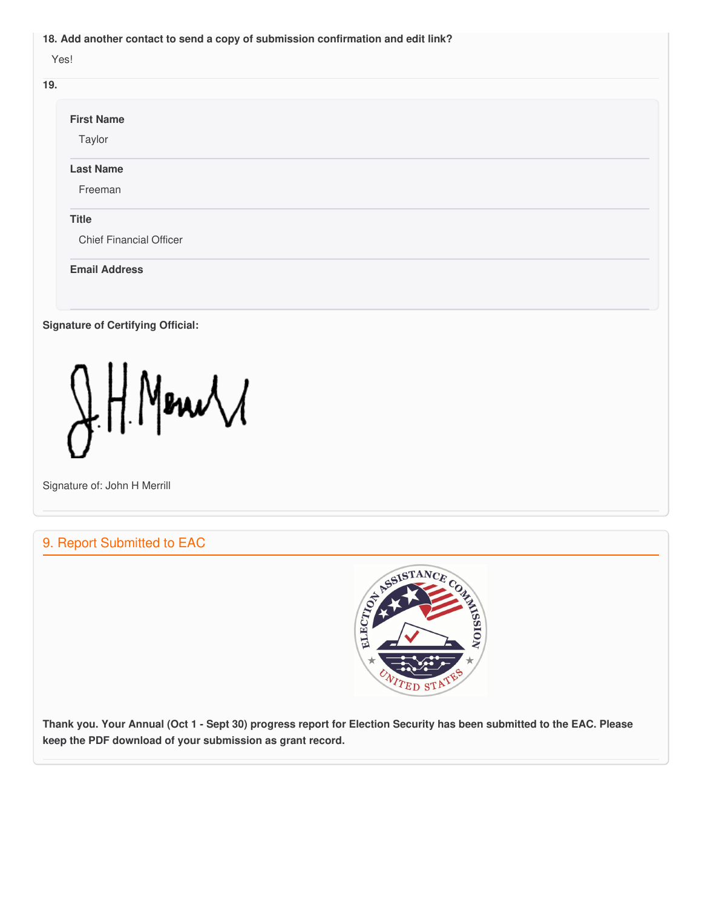**18. Add another contact to send a copy of submission confirmation and edit link?**

Yes!

**19.**

**First Name**

Taylor

**Last Name**

Freeman

**Title**

Chief Financial Officer

**Email Address**

**Signature of Certifying Official:**

Signature of: John H Merrill

## 9. Report Submitted to EAC

**Thank you. Your Annual (Oct 1 - Sept 30) progress report for Election Security has been submitted to the EAC. Please keep the PDF download of your submission as grant record.**